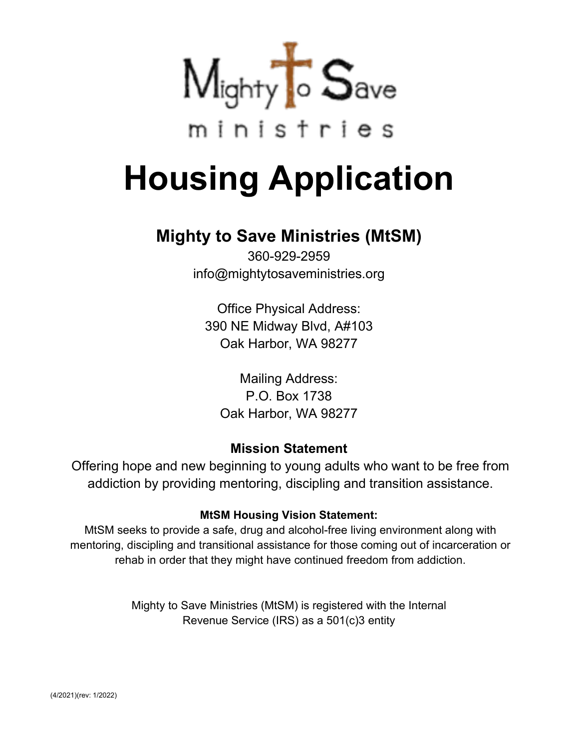Mighty to Save ministries

# Housing Application

## Mighty to Save Ministries (MtSM)

360-929-2959
info@mightytosaveministries.org

Office Physical Address:
390 NE Midway Blvd, A#103
Oak Harbor, WA 98277

Mailing Address:
P.O. Box 1738
Oak Harbor, WA 98277

### Mission Statement

Offering hope and new beginning to young adults who want to be free from addiction by providing mentoring, discipling and transition assistance.

**MtSM Housing Vision Statement:**

MtSM seeks to provide a safe, drug and alcohol-free living environment along with mentoring, discipling and transitional assistance for those coming out of incarceration or rehab in order that they might have continued freedom from addiction.

Mighty to Save Ministries (MtSM) is registered with the Internal Revenue Service (IRS) as a 501(c)3 entity

(4/2021)(rev: 1/2022)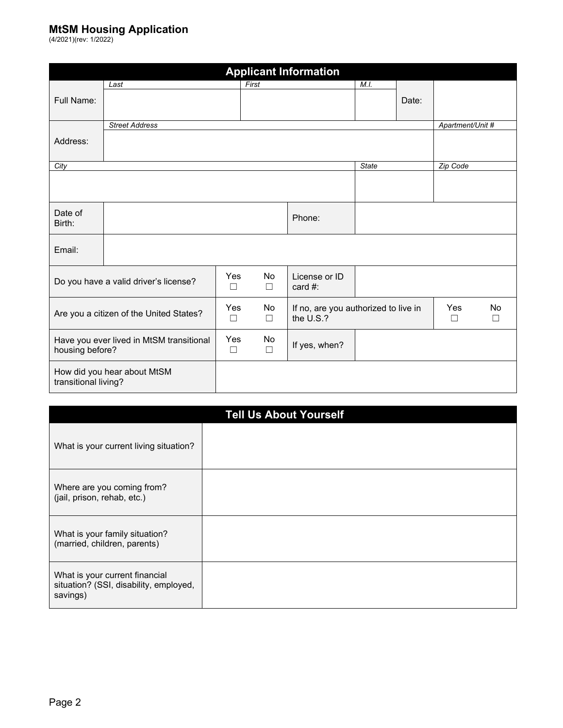# MtSM Housing Application

(4/2021)(rev: 1/2022)

## Applicant Information

| | | | | | |
|---|---|---|---|---|---|
| Full Name: | *Last* | *First* | *M.I.* | Date: | |
| Address: | *Street Address* | | | | *Apartment/Unit #* |
| *City* | | | *State* | | *Zip Code* |
| Date of Birth: | | Phone: | | | |
| Email: | | | | | |

| | | | | | | |
|---|---|---|---|---|---|---|
| Do you have a valid driver's license? | Yes ☐ | No ☐ | License or ID card #: | | | |
| Are you a citizen of the United States? | Yes ☐ | No ☐ | If no, are you authorized to live in the U.S.? | | Yes ☐ | No ☐ |
| Have you ever lived in MtSM transitional housing before? | Yes ☐ | No ☐ | If yes, when? | | | |
| How did you hear about MtSM transitional living? | | | | | | |

## Tell Us About Yourself

| | |
|---|---|
| What is your current living situation? | |
| Where are you coming from? (jail, prison, rehab, etc.) | |
| What is your family situation? (married, children, parents) | |
| What is your current financial situation? (SSI, disability, employed, savings) | |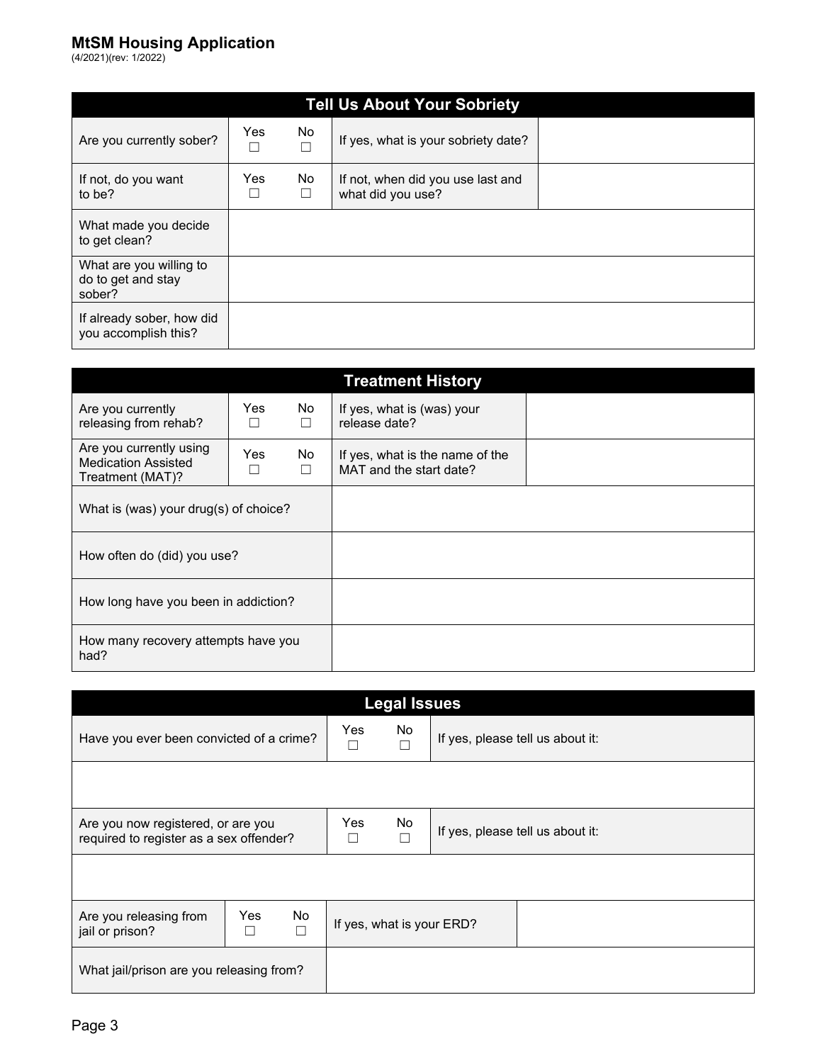# MtSM Housing Application

(4/2021)(rev: 1/2022)

## Tell Us About Your Sobriety

| | | | | |
|---|---|---|---|---|
| Are you currently sober? | Yes ☐ | No ☐ | If yes, what is your sobriety date? | |
| If not, do you want to be? | Yes ☐ | No ☐ | If not, when did you use last and what did you use? | |
| What made you decide to get clean? | | | | |
| What are you willing to do to get and stay sober? | | | | |
| If already sober, how did you accomplish this? | | | | |

## Treatment History

| | | | | |
|---|---|---|---|---|
| Are you currently releasing from rehab? | Yes ☐ | No ☐ | If yes, what is (was) your release date? | |
| Are you currently using Medication Assisted Treatment (MAT)? | Yes ☐ | No ☐ | If yes, what is the name of the MAT and the start date? | |
| What is (was) your drug(s) of choice? | | | | |
| How often do (did) you use? | | | | |
| How long have you been in addiction? | | | | |
| How many recovery attempts have you had? | | | | |

## Legal Issues

| | | | |
|---|---|---|---|
| Have you ever been convicted of a crime? | Yes ☐ | No ☐ | If yes, please tell us about it: |
| | | | |
| Are you now registered, or are you required to register as a sex offender? | Yes ☐ | No ☐ | If yes, please tell us about it: |
| | | | |

| | | | | |
|---|---|---|---|---|
| Are you releasing from jail or prison? | Yes ☐ | No ☐ | If yes, what is your ERD? | |
| What jail/prison are you releasing from? | | | | |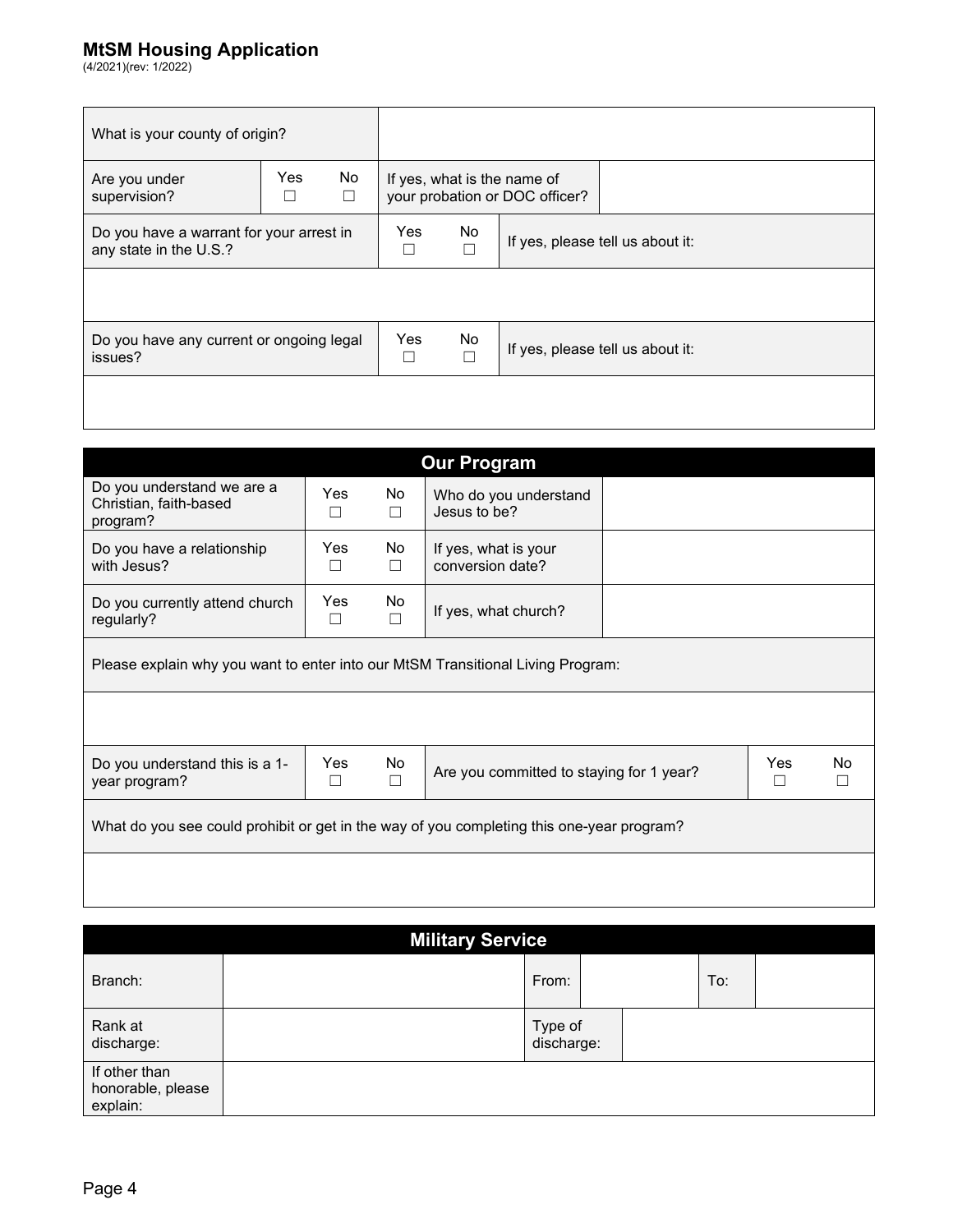# MtSM Housing Application

(4/2021)(rev: 1/2022)

| | | | |
|---|---|---|---|
| What is your county of origin? | | | |
| Are you under supervision? | Yes ☐ No ☐ | If yes, what is the name of your probation or DOC officer? | |
| Do you have a warrant for your arrest in any state in the U.S.? | Yes ☐ No ☐ | If yes, please tell us about it: | |
| | | | |
| Do you have any current or ongoing legal issues? | Yes ☐ No ☐ | If yes, please tell us about it: | |
| | | | |

## Our Program

| | | | | |
|---|---|---|---|---|
| Do you understand we are a Christian, faith-based program? | Yes ☐ No ☐ | Who do you understand Jesus to be? | | |
| Do you have a relationship with Jesus? | Yes ☐ No ☐ | If yes, what is your conversion date? | | |
| Do you currently attend church regularly? | Yes ☐ No ☐ | If yes, what church? | | |
| Please explain why you want to enter into our MtSM Transitional Living Program: | | | | |
| | | | | |
| Do you understand this is a 1-year program? | Yes ☐ No ☐ | Are you committed to staying for 1 year? | | Yes ☐ No ☐ |
| What do you see could prohibit or get in the way of you completing this one-year program? | | | | |
| | | | | |

## Military Service

| | | | | | |
|---|---|---|---|---|---|
| Branch: | | From: | | To: | |
| Rank at discharge: | | Type of discharge: | | | |
| If other than honorable, please explain: | | | | | |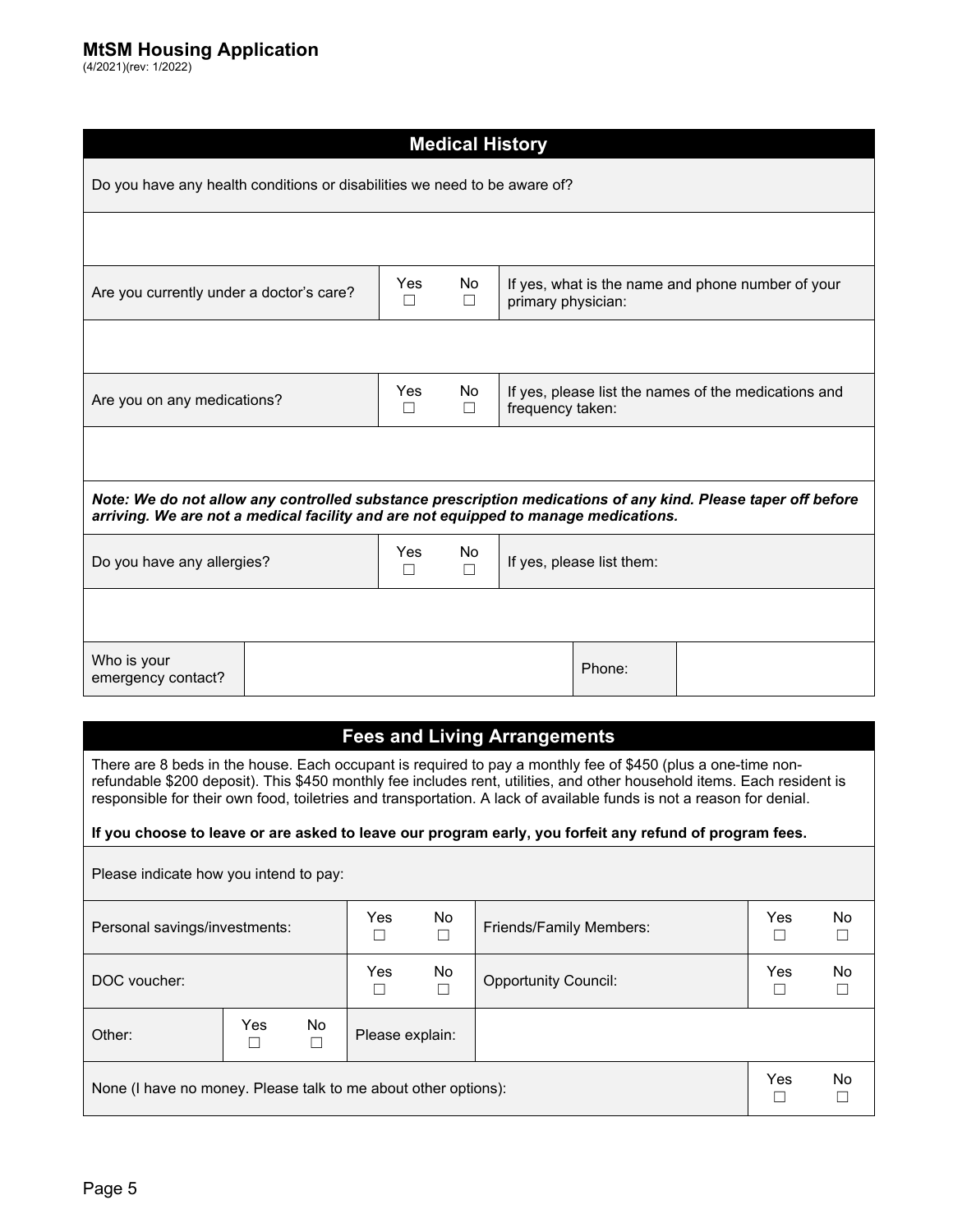## Medical History

| | | | |
|---|---|---|---|
| Do you have any health conditions or disabilities we need to be aware of? | | | |
| | | | |
| Are you currently under a doctor's care? | Yes ☐ | No ☐ | If yes, what is the name and phone number of your primary physician: |
| | | | |
| Are you on any medications? | Yes ☐ | No ☐ | If yes, please list the names of the medications and frequency taken: |
| | | | |

***Note: We do not allow any controlled substance prescription medications of any kind. Please taper off before arriving. We are not a medical facility and are not equipped to manage medications.***

| | | | |
|---|---|---|---|
| Do you have any allergies? | Yes ☐ | No ☐ | If yes, please list them: |
| | | | |

| | | | |
|---|---|---|---|
| Who is your emergency contact? | | Phone: | |

## Fees and Living Arrangements

There are 8 beds in the house. Each occupant is required to pay a monthly fee of $450 (plus a one-time non-refundable $200 deposit). This $450 monthly fee includes rent, utilities, and other household items. Each resident is responsible for their own food, toiletries and transportation. A lack of available funds is not a reason for denial.

**If you choose to leave or are asked to leave our program early, you forfeit any refund of program fees.**

Please indicate how you intend to pay:

| | | | | | |
|---|---|---|---|---|---|
| Personal savings/investments: | Yes ☐ | No ☐ | Friends/Family Members: | Yes ☐ | No ☐ |
| DOC voucher: | Yes ☐ | No ☐ | Opportunity Council: | Yes ☐ | No ☐ |
| Other: Yes ☐ No ☐ | Please explain: | | | | |
| None (I have no money. Please talk to me about other options): | | | | Yes ☐ | No ☐ |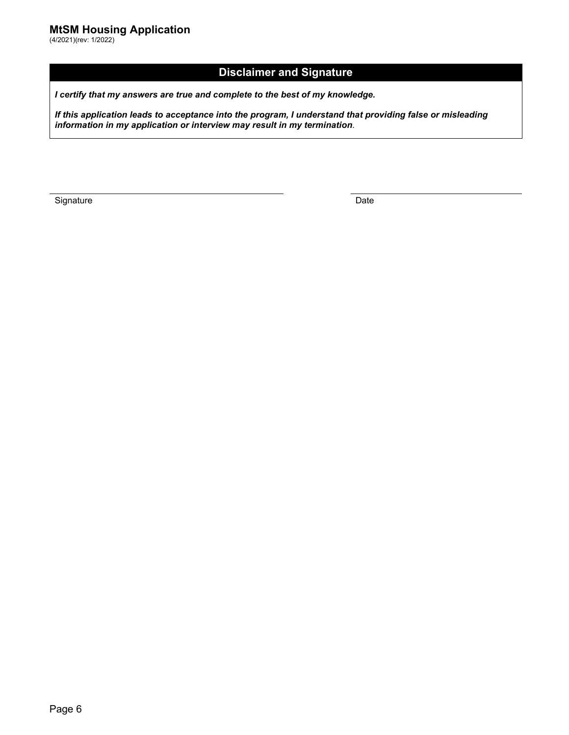## Disclaimer and Signature

***I certify that my answers are true and complete to the best of my knowledge.***

***If this application leads to acceptance into the program, I understand that providing false or misleading information in my application or interview may result in my termination*.**

Signature ______________________________

Date ______________________________